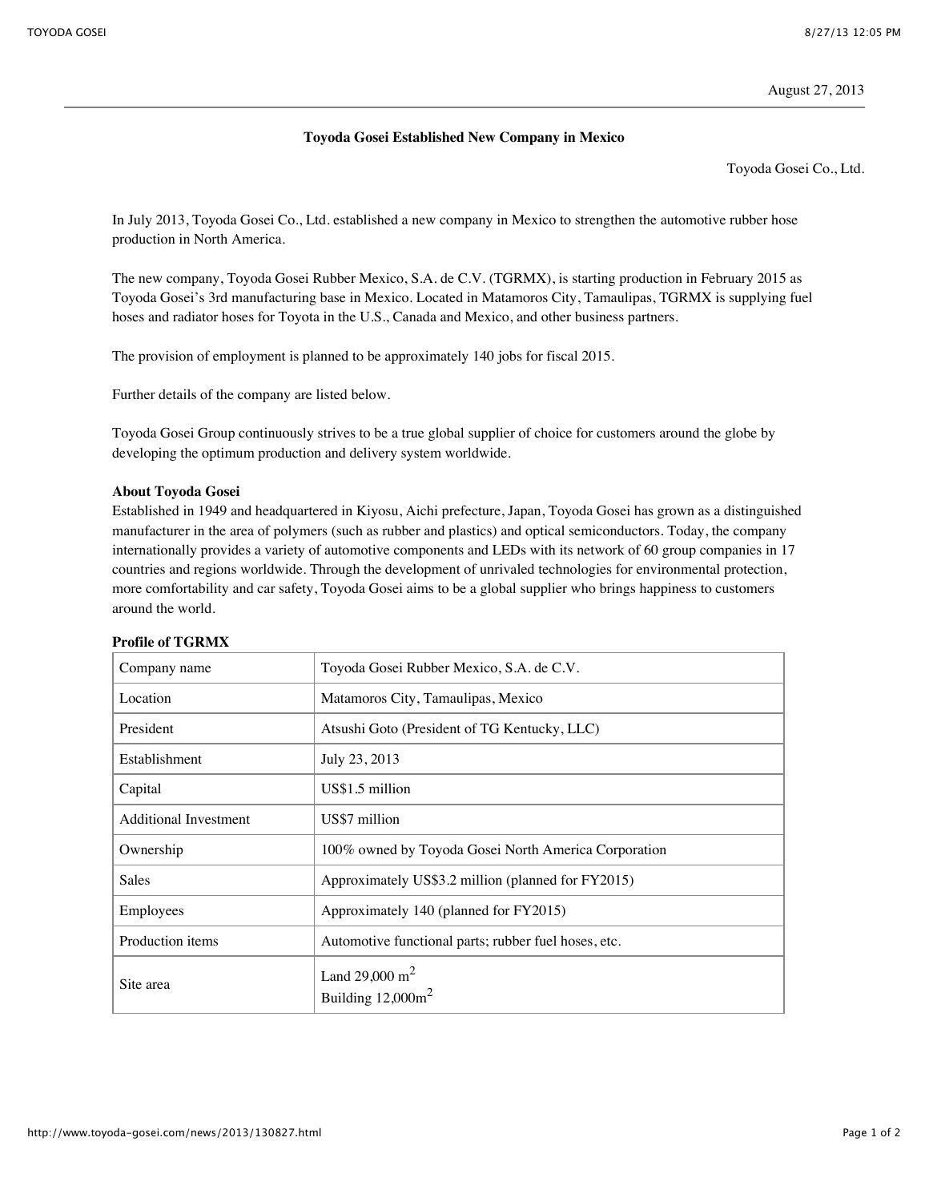August 27, 2013

# Toyoda Gosei Established New Company in Mexico

Toyoda Gosei Co., Ltd.

In July 2013, Toyoda Gosei Co., Ltd. established a new company in Mexico to strengthen the automotive rubber hose production in North America.

The new company, Toyoda Gosei Rubber Mexico, S.A. de C.V. (TGRMX), is starting production in February 2015 as Toyoda Gosei's 3rd manufacturing base in Mexico. Located in Matamoros City, Tamaulipas, TGRMX is supplying fuel hoses and radiator hoses for Toyota in the U.S., Canada and Mexico, and other business partners.

The provision of employment is planned to be approximately 140 jobs for fiscal 2015.

Further details of the company are listed below.

Toyoda Gosei Group continuously strives to be a true global supplier of choice for customers around the globe by developing the optimum production and delivery system worldwide.

**About Toyoda Gosei**
Established in 1949 and headquartered in Kiyosu, Aichi prefecture, Japan, Toyoda Gosei has grown as a distinguished manufacturer in the area of polymers (such as rubber and plastics) and optical semiconductors. Today, the company internationally provides a variety of automotive components and LEDs with its network of 60 group companies in 17 countries and regions worldwide. Through the development of unrivaled technologies for environmental protection, more comfortability and car safety, Toyoda Gosei aims to be a global supplier who brings happiness to customers around the world.

**Profile of TGRMX**

| | |
|---|---|
| Company name | Toyoda Gosei Rubber Mexico, S.A. de C.V. |
| Location | Matamoros City, Tamaulipas, Mexico |
| President | Atsushi Goto (President of TG Kentucky, LLC) |
| Establishment | July 23, 2013 |
| Capital | US$1.5 million |
| Additional Investment | US$7 million |
| Ownership | 100% owned by Toyoda Gosei North America Corporation |
| Sales | Approximately US$3.2 million (planned for FY2015) |
| Employees | Approximately 140 (planned for FY2015) |
| Production items | Automotive functional parts; rubber fuel hoses, etc. |
| Site area | Land 29,000 $m^2$<br>Building 12,000$m^2$ |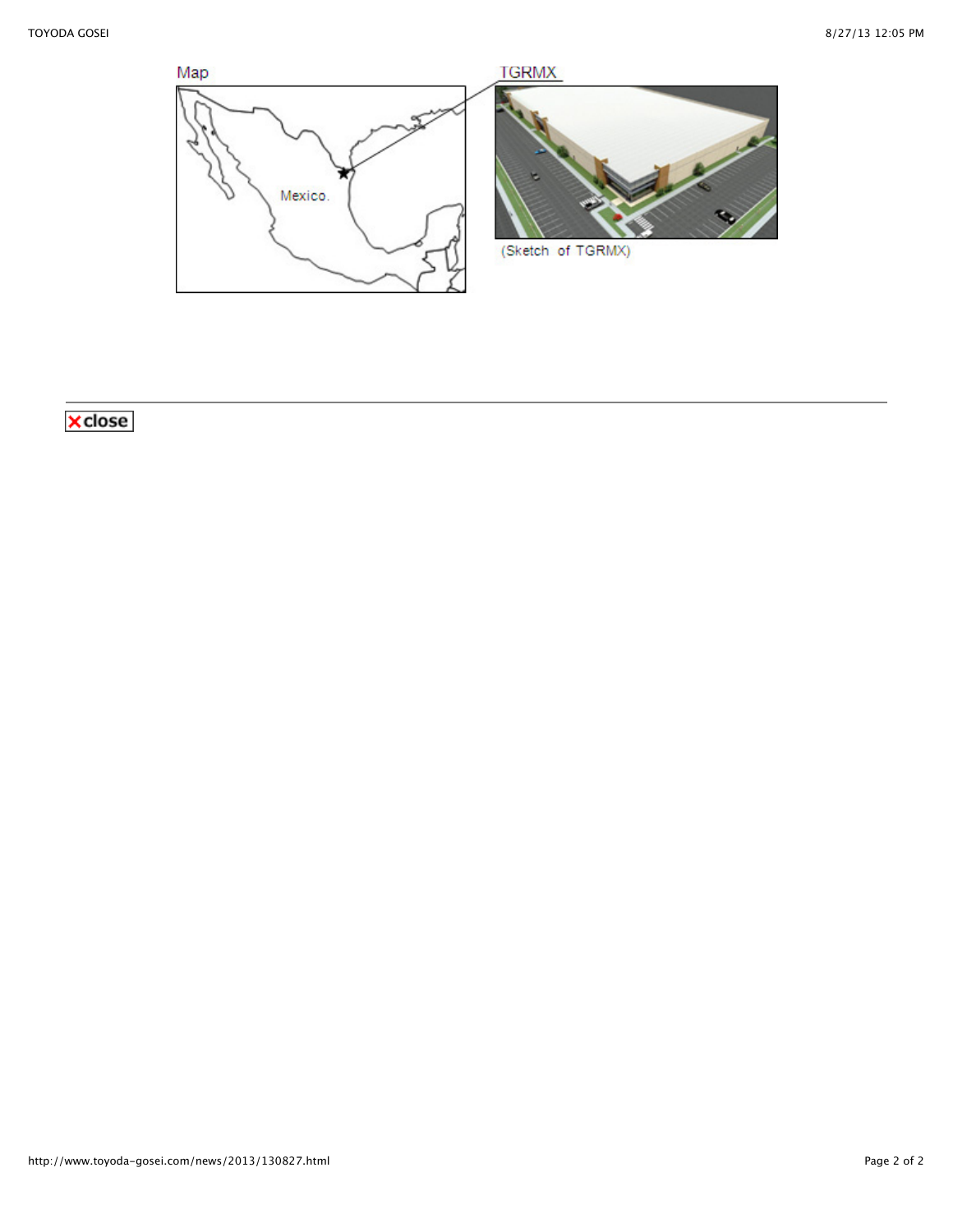Map

Mexico.

TGRMX

(Sketch of TGRMX)

close